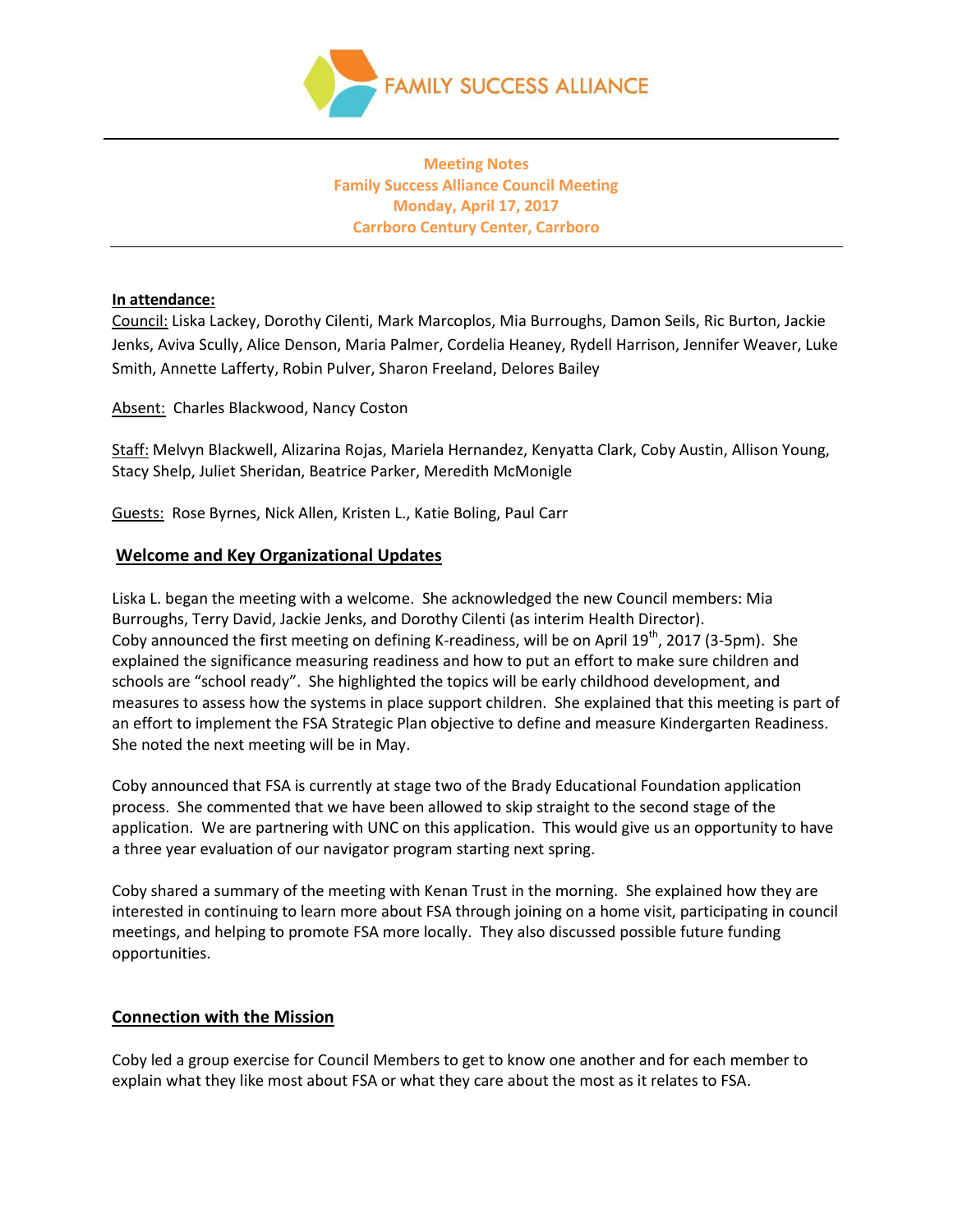FAMILY SUCCESS ALLIANCE

**Meeting Notes**
**Family Success Alliance Council Meeting**
**Monday, April 17, 2017**
**Carrboro Century Center, Carrboro**

**In attendance:**

Council: Liska Lackey, Dorothy Cilenti, Mark Marcoplos, Mia Burroughs, Damon Seils, Ric Burton, Jackie Jenks, Aviva Scully, Alice Denson, Maria Palmer, Cordelia Heaney, Rydell Harrison, Jennifer Weaver, Luke Smith, Annette Lafferty, Robin Pulver, Sharon Freeland, Delores Bailey

Absent: Charles Blackwood, Nancy Coston

Staff: Melvyn Blackwell, Alizarina Rojas, Mariela Hernandez, Kenyatta Clark, Coby Austin, Allison Young, Stacy Shelp, Juliet Sheridan, Beatrice Parker, Meredith McMonigle

Guests: Rose Byrnes, Nick Allen, Kristen L., Katie Boling, Paul Carr

## Welcome and Key Organizational Updates

Liska L. began the meeting with a welcome. She acknowledged the new Council members: Mia Burroughs, Terry David, Jackie Jenks, and Dorothy Cilenti (as interim Health Director). Coby announced the first meeting on defining K-readiness, will be on April 19th, 2017 (3-5pm). She explained the significance measuring readiness and how to put an effort to make sure children and schools are "school ready". She highlighted the topics will be early childhood development, and measures to assess how the systems in place support children. She explained that this meeting is part of an effort to implement the FSA Strategic Plan objective to define and measure Kindergarten Readiness. She noted the next meeting will be in May.

Coby announced that FSA is currently at stage two of the Brady Educational Foundation application process. She commented that we have been allowed to skip straight to the second stage of the application. We are partnering with UNC on this application. This would give us an opportunity to have a three year evaluation of our navigator program starting next spring.

Coby shared a summary of the meeting with Kenan Trust in the morning. She explained how they are interested in continuing to learn more about FSA through joining on a home visit, participating in council meetings, and helping to promote FSA more locally. They also discussed possible future funding opportunities.

## Connection with the Mission

Coby led a group exercise for Council Members to get to know one another and for each member to explain what they like most about FSA or what they care about the most as it relates to FSA.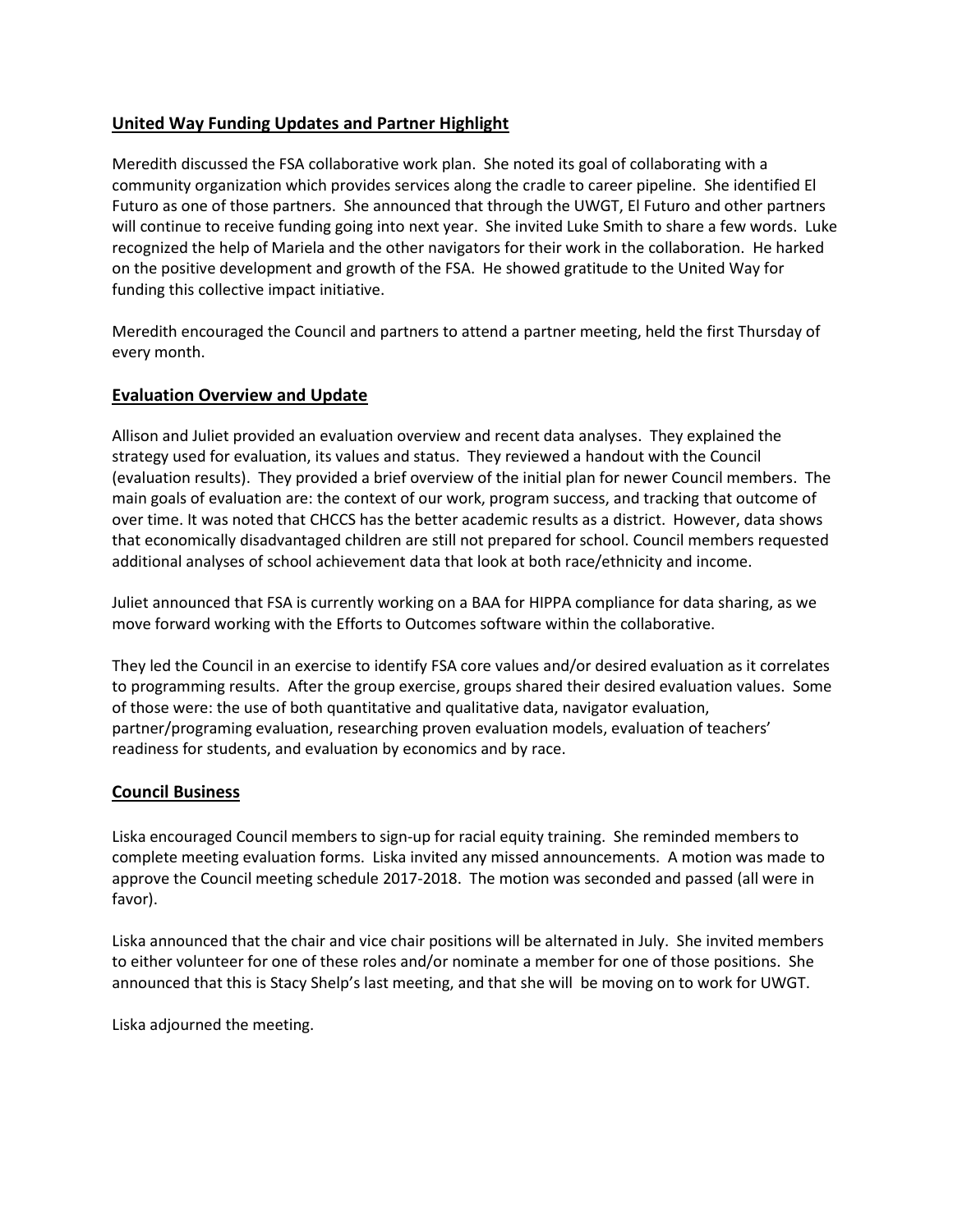## United Way Funding Updates and Partner Highlight

Meredith discussed the FSA collaborative work plan. She noted its goal of collaborating with a community organization which provides services along the cradle to career pipeline. She identified El Futuro as one of those partners. She announced that through the UWGT, El Futuro and other partners will continue to receive funding going into next year. She invited Luke Smith to share a few words. Luke recognized the help of Mariela and the other navigators for their work in the collaboration. He harked on the positive development and growth of the FSA. He showed gratitude to the United Way for funding this collective impact initiative.

Meredith encouraged the Council and partners to attend a partner meeting, held the first Thursday of every month.

## Evaluation Overview and Update

Allison and Juliet provided an evaluation overview and recent data analyses. They explained the strategy used for evaluation, its values and status. They reviewed a handout with the Council (evaluation results). They provided a brief overview of the initial plan for newer Council members. The main goals of evaluation are: the context of our work, program success, and tracking that outcome of over time. It was noted that CHCCS has the better academic results as a district. However, data shows that economically disadvantaged children are still not prepared for school. Council members requested additional analyses of school achievement data that look at both race/ethnicity and income.

Juliet announced that FSA is currently working on a BAA for HIPPA compliance for data sharing, as we move forward working with the Efforts to Outcomes software within the collaborative.

They led the Council in an exercise to identify FSA core values and/or desired evaluation as it correlates to programming results. After the group exercise, groups shared their desired evaluation values. Some of those were: the use of both quantitative and qualitative data, navigator evaluation, partner/programing evaluation, researching proven evaluation models, evaluation of teachers' readiness for students, and evaluation by economics and by race.

## Council Business

Liska encouraged Council members to sign-up for racial equity training. She reminded members to complete meeting evaluation forms. Liska invited any missed announcements. A motion was made to approve the Council meeting schedule 2017-2018. The motion was seconded and passed (all were in favor).

Liska announced that the chair and vice chair positions will be alternated in July. She invited members to either volunteer for one of these roles and/or nominate a member for one of those positions. She announced that this is Stacy Shelp's last meeting, and that she will be moving on to work for UWGT.

Liska adjourned the meeting.